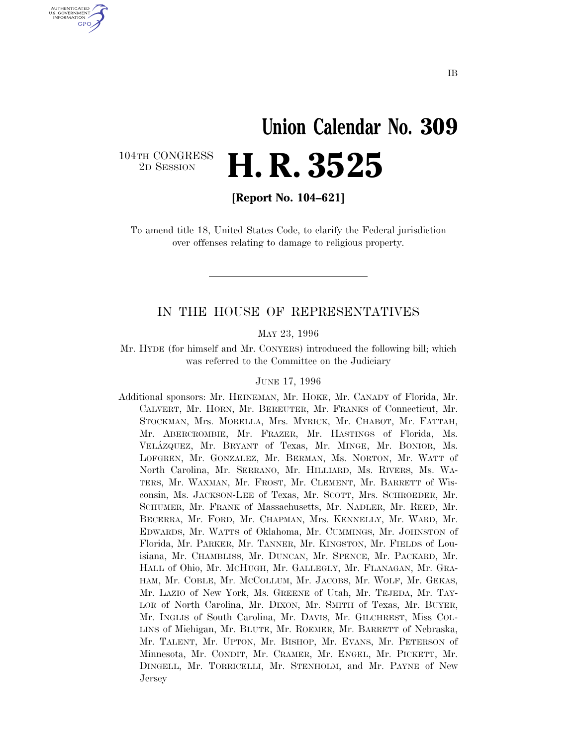IB

# Union Calendar No. 309

104TH CONGRESS
2D SESSION

# H. R. 3525

**[Report No. 104–621]**

To amend title 18, United States Code, to clarify the Federal jurisdiction over offenses relating to damage to religious property.

---

## IN THE HOUSE OF REPRESENTATIVES

MAY 23, 1996

Mr. HYDE (for himself and Mr. CONYERS) introduced the following bill; which was referred to the Committee on the Judiciary

JUNE 17, 1996

Additional sponsors: Mr. HEINEMAN, Mr. HOKE, Mr. CANADY of Florida, Mr. CALVERT, Mr. HORN, Mr. BEREUTER, Mr. FRANKS of Connecticut, Mr. STOCKMAN, Mrs. MORELLA, Mrs. MYRICK, Mr. CHABOT, Mr. FATTAH, Mr. ABERCROMBIE, Mr. FRAZER, Mr. HASTINGS of Florida, Ms. VELÁZQUEZ, Mr. BRYANT of Texas, Mr. MINGE, Mr. BONIOR, Ms. LOFGREN, Mr. GONZALEZ, Mr. BERMAN, Ms. NORTON, Mr. WATT of North Carolina, Mr. SERRANO, Mr. HILLIARD, Ms. RIVERS, Ms. WATERS, Mr. WAXMAN, Mr. FROST, Mr. CLEMENT, Mr. BARRETT of Wisconsin, Ms. JACKSON-LEE of Texas, Mr. SCOTT, Mrs. SCHROEDER, Mr. SCHUMER, Mr. FRANK of Massachusetts, Mr. NADLER, Mr. REED, Mr. BECERRA, Mr. FORD, Mr. CHAPMAN, Mrs. KENNELLY, Mr. WARD, Mr. EDWARDS, Mr. WATTS of Oklahoma, Mr. CUMMINGS, Mr. JOHNSTON of Florida, Mr. PARKER, Mr. TANNER, Mr. KINGSTON, Mr. FIELDS of Louisiana, Mr. CHAMBLISS, Mr. DUNCAN, Mr. SPENCE, Mr. PACKARD, Mr. HALL of Ohio, Mr. MCHUGH, Mr. GALLEGLY, Mr. FLANAGAN, Mr. GRAHAM, Mr. COBLE, Mr. MCCOLLUM, Mr. JACOBS, Mr. WOLF, Mr. GEKAS, Mr. LAZIO of New York, Ms. GREENE of Utah, Mr. TEJEDA, Mr. TAYLOR of North Carolina, Mr. DIXON, Mr. SMITH of Texas, Mr. BUYER, Mr. INGLIS of South Carolina, Mr. DAVIS, Mr. GILCHREST, Miss COLLINS of Michigan, Mr. BLUTE, Mr. ROEMER, Mr. BARRETT of Nebraska, Mr. TALENT, Mr. UPTON, Mr. BISHOP, Mr. EVANS, Mr. PETERSON of Minnesota, Mr. CONDIT, Mr. CRAMER, Mr. ENGEL, Mr. PICKETT, Mr. DINGELL, Mr. TORRICELLI, Mr. STENHOLM, and Mr. PAYNE of New Jersey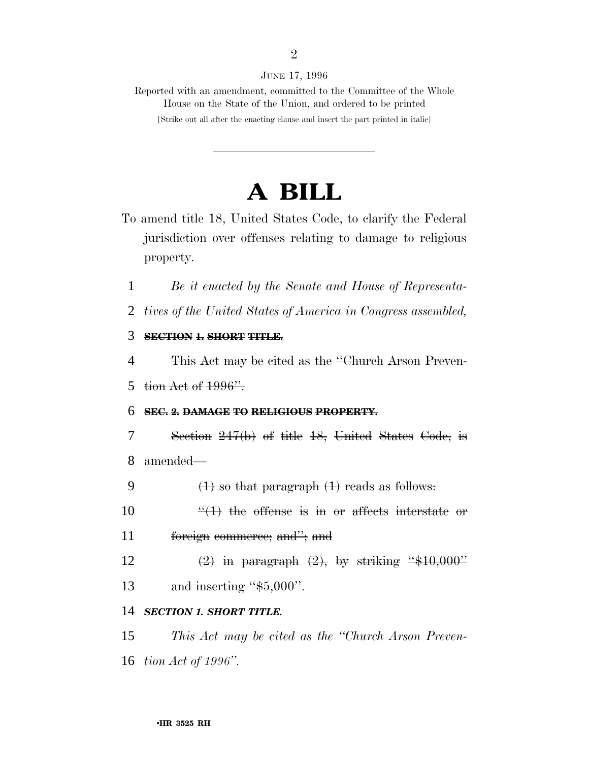JUNE 17, 1996

Reported with an amendment, committed to the Committee of the Whole House on the State of the Union, and ordered to be printed

[Strike out all after the enacting clause and insert the part printed in italic]

# A BILL

To amend title 18, United States Code, to clarify the Federal jurisdiction over offenses relating to damage to religious property.

1 *Be it enacted by the Senate and House of Representa-*
2 *tives of the United States of America in Congress assembled,*

3 ~~**SECTION 1. SHORT TITLE.**~~

4 ~~This Act may be cited as the "Church Arson Preven-~~
5 ~~tion Act of 1996".~~

6 ~~**SEC. 2. DAMAGE TO RELIGIOUS PROPERTY.**~~

7 ~~Section 247(b) of title 18, United States Code, is~~
8 ~~amended—~~

9 ~~(1) so that paragraph (1) reads as follows:~~
10 ~~"(1) the offense is in or affects interstate or~~
11 ~~foreign commerce; and"; and~~
12 ~~(2) in paragraph (2), by striking "$10,000"~~
13 ~~and inserting "$5,000".~~

14 ***SECTION 1. SHORT TITLE.***

15 *This Act may be cited as the "Church Arson Preven-*
16 *tion Act of 1996".*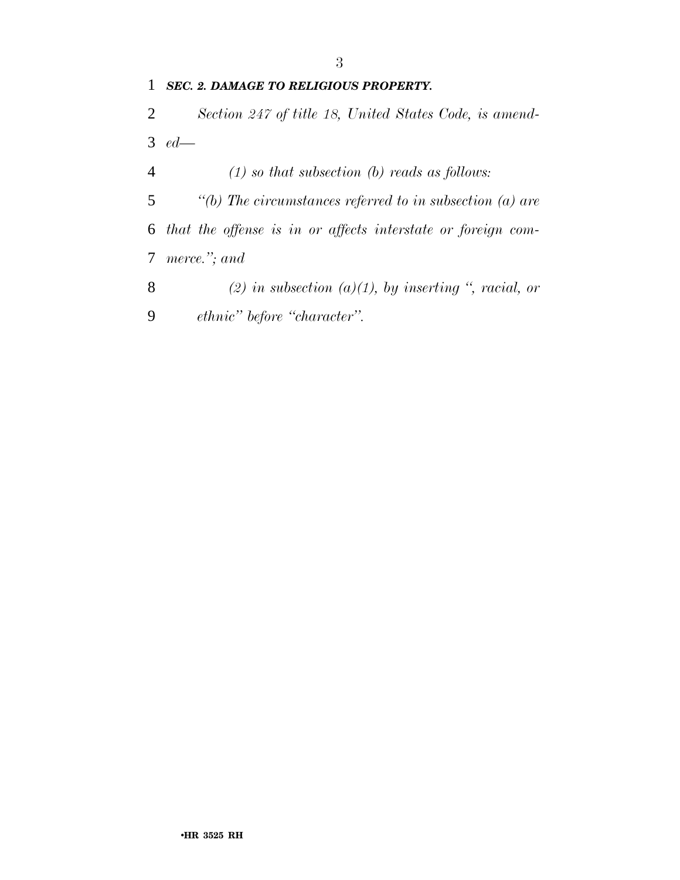***SEC. 2. DAMAGE TO RELIGIOUS PROPERTY.***

*Section 247 of title 18, United States Code, is amended—*

*(1) so that subsection (b) reads as follows:*

*"(b) The circumstances referred to in subsection (a) are that the offense is in or affects interstate or foreign commerce."; and*

*(2) in subsection (a)(1), by inserting ", racial, or ethnic" before "character".*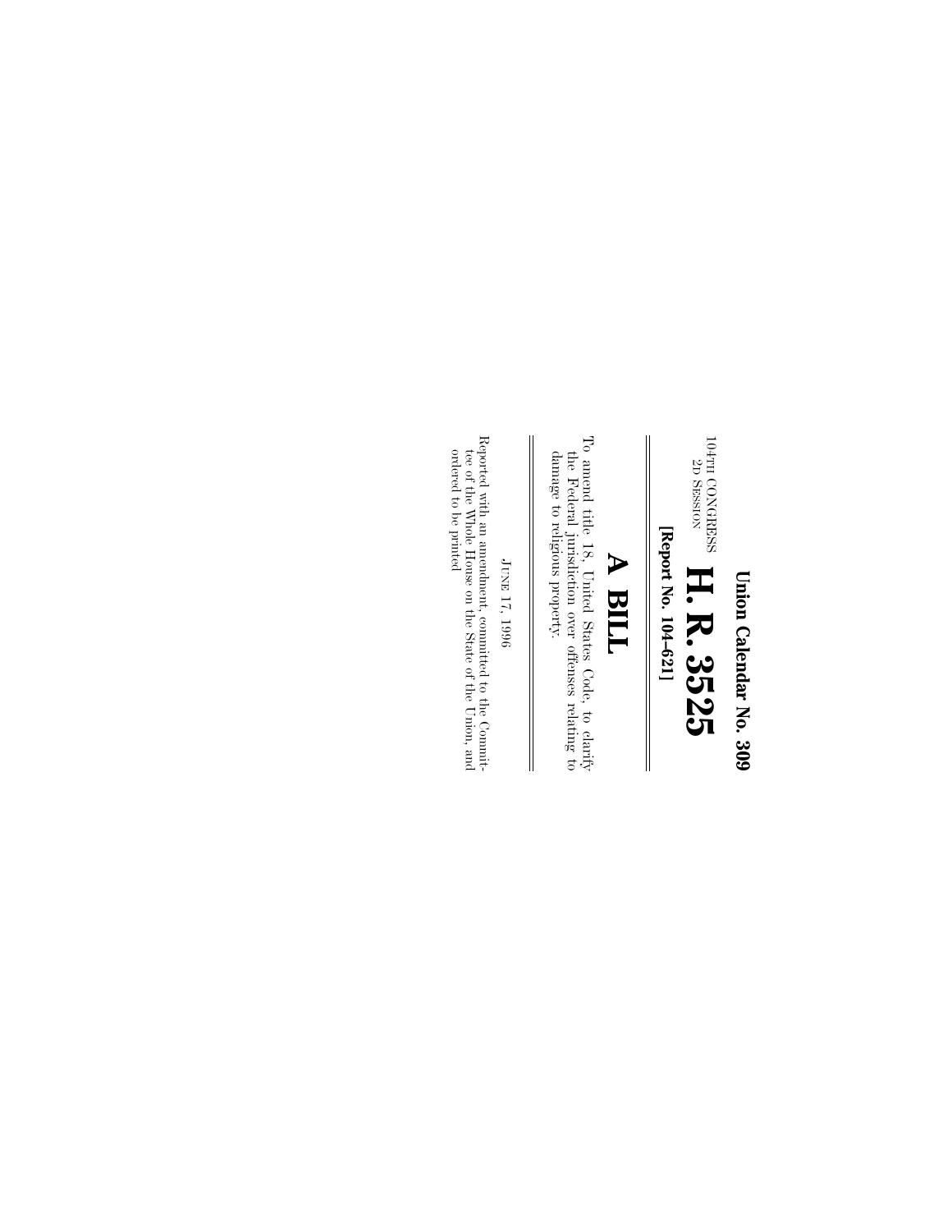Union Calendar No. 309

104TH CONGRESS
2D SESSION

# H. R. 3525

[Report No. 104–621]

# A BILL

To amend title 18, United States Code, to clarify the Federal jurisdiction over offenses relating to damage to religious property.

JUNE 17, 1996

Reported with an amendment, committed to the Committee of the Whole House on the State of the Union, and ordered to be printed